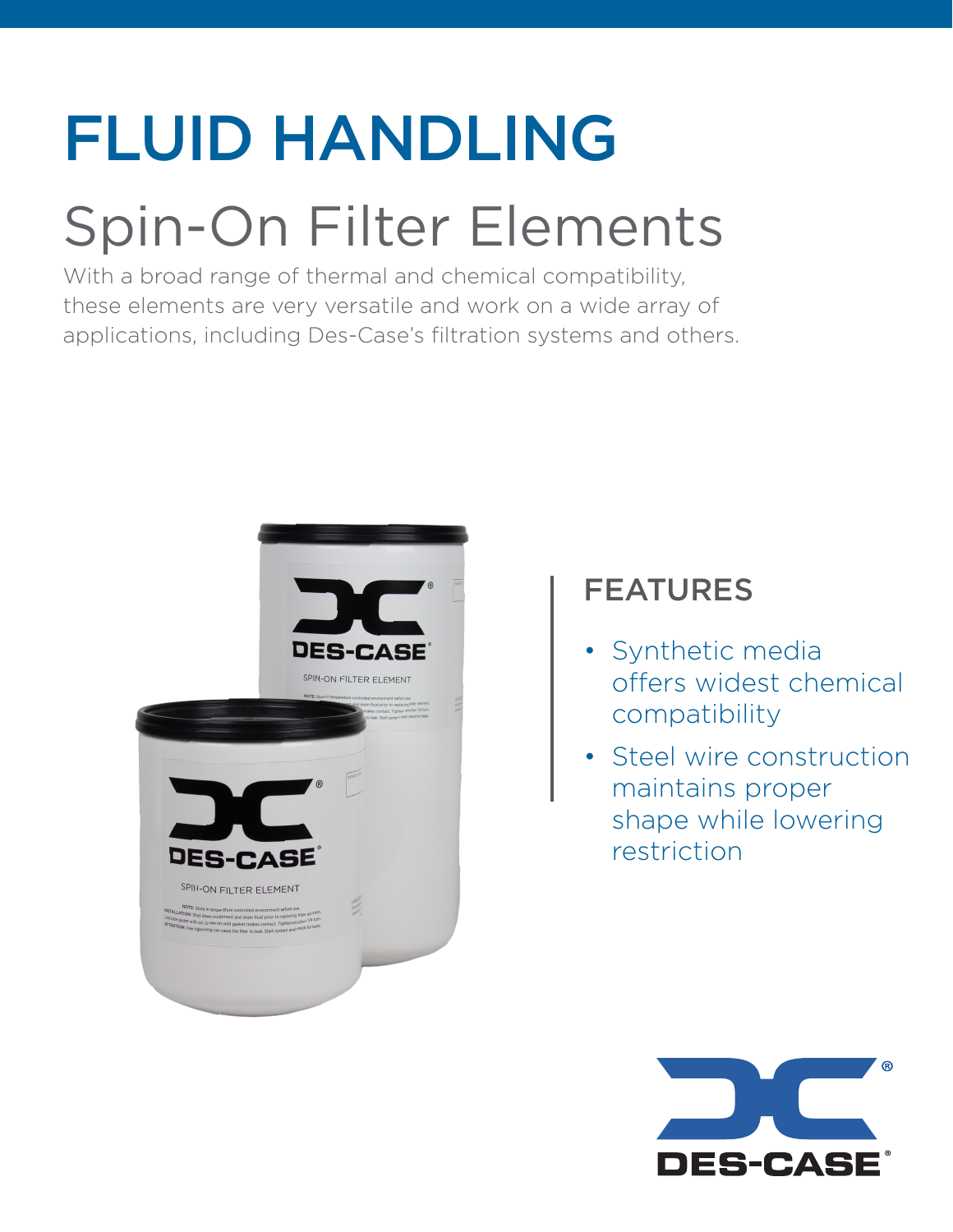# FLUID HANDLING

## Spin-On Filter Elements

With a broad range of thermal and chemical compatibility, these elements are very versatile and work on a wide array of applications, including Des-Case's filtration systems and others.

### FEATURES

- Synthetic media offers widest chemical compatibility
- Steel wire construction maintains proper shape while lowering restriction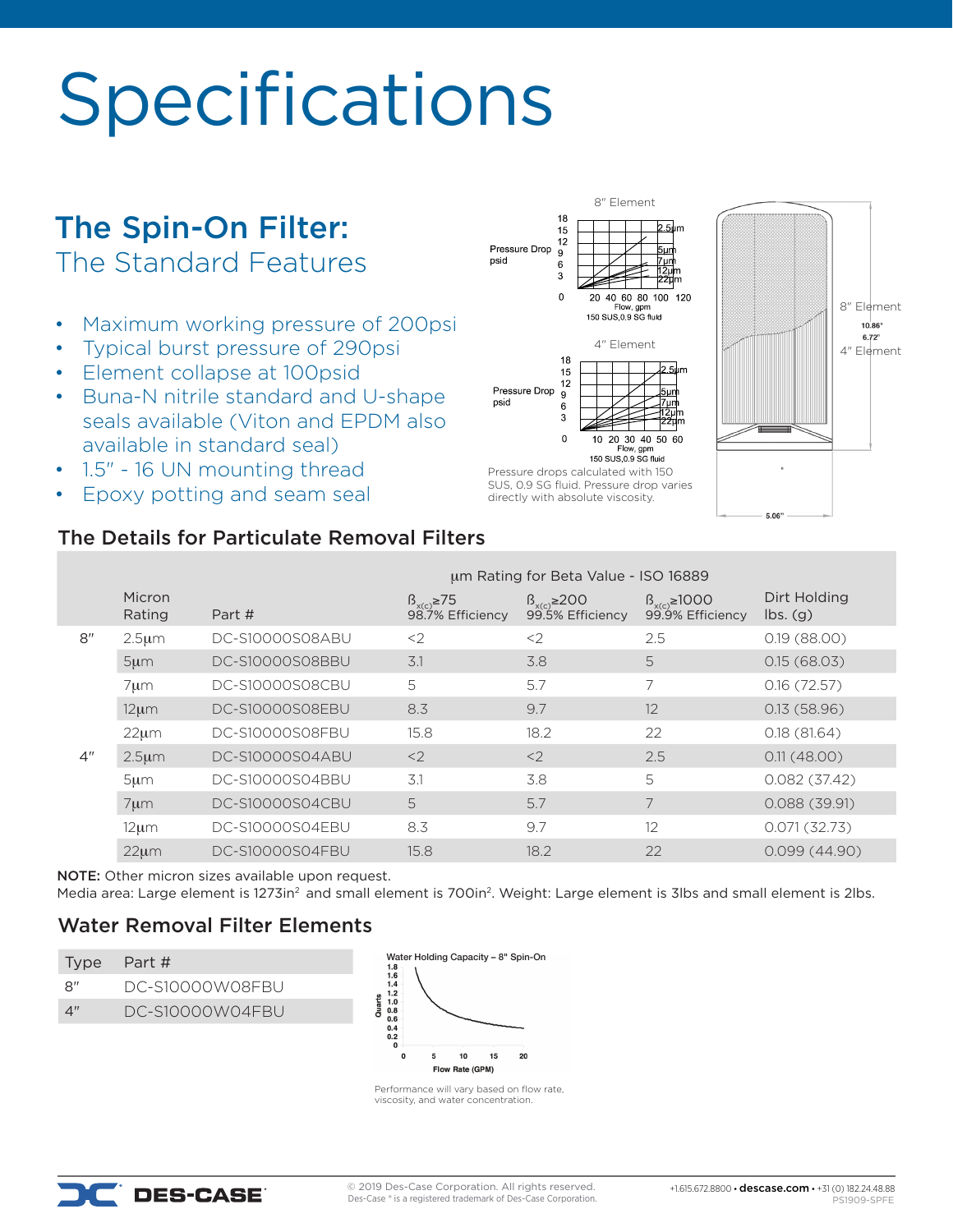# Specifications

## The Spin-On Filter:
### The Standard Features

- Maximum working pressure of 200psi
- Typical burst pressure of 290psi
- Element collapse at 100psid
- Buna-N nitrile standard and U-shape seals available (Viton and EPDM also available in standard seal)
- 1.5" - 16 UN mounting thread
- Epoxy potting and seam seal

8" Element

Pressure Drop psid

18
15
12
9
6
3
0

2.5µm
5µm
7µm
12µm
22µm

20 40 60 80 100 120
Flow, gpm
150 SUS,0.9 SG fluid

4" Element

Pressure Drop psid

18
15
12
9
6
3
0

2.5µm
5µm
7µm
12µm
22µm

10 20 30 40 50 60
Flow, gpm
150 SUS,0.9 SG fluid

Pressure drops calculated with 150 SUS, 0.9 SG fluid. Pressure drop varies directly with absolute viscosity.

8" Element
10.86"
6.72"
4" Element
5.06"

## The Details for Particulate Removal Filters

| | | | µm Rating for Beta Value - ISO 16889 | | | |
|---|---|---|---|---|---|---|
| | Micron Rating | Part # | $\beta_{x(c)} \geq 75$ 98.7% Efficiency | $\beta_{x(c)} \geq 200$ 99.5% Efficiency | $\beta_{x(c)} \geq 1000$ 99.9% Efficiency | Dirt Holding lbs. (g) |
| 8" | 2.5µm | DC-S10000S08ABU | <2 | <2 | 2.5 | 0.19 (88.00) |
| | 5µm | DC-S10000S08BBU | 3.1 | 3.8 | 5 | 0.15 (68.03) |
| | 7µm | DC-S10000S08CBU | 5 | 5.7 | 7 | 0.16 (72.57) |
| | 12µm | DC-S10000S08EBU | 8.3 | 9.7 | 12 | 0.13 (58.96) |
| | 22µm | DC-S10000S08FBU | 15.8 | 18.2 | 22 | 0.18 (81.64) |
| 4" | 2.5µm | DC-S10000S04ABU | <2 | <2 | 2.5 | 0.11 (48.00) |
| | 5µm | DC-S10000S04BBU | 3.1 | 3.8 | 5 | 0.082 (37.42) |
| | 7µm | DC-S10000S04CBU | 5 | 5.7 | 7 | 0.088 (39.91) |
| | 12µm | DC-S10000S04EBU | 8.3 | 9.7 | 12 | 0.071 (32.73) |
| | 22µm | DC-S10000S04FBU | 15.8 | 18.2 | 22 | 0.099 (44.90) |

**NOTE:** Other micron sizes available upon request.
Media area: Large element is 1273in² and small element is 700in². Weight: Large element is 3lbs and small element is 2lbs.

## Water Removal Filter Elements

| Type | Part # |
|---|---|
| 8" | DC-S10000W08FBU |
| 4" | DC-S10000W04FBU |

Water Holding Capacity – 8" Spin-On

Quarts

1.8
1.6
1.4
1.2
1.0
0.8
0.6
0.4
0.2
0

0 5 10 15 20
Flow Rate (GPM)

Performance will vary based on flow rate, viscosity, and water concentration.

© 2019 Des-Case Corporation. All rights reserved.
Des-Case ® is a registered trademark of Des-Case Corporation.

+1.615.672.8800 • descase.com • +31 (0) 182.24.48.88
PS1909-SPFE